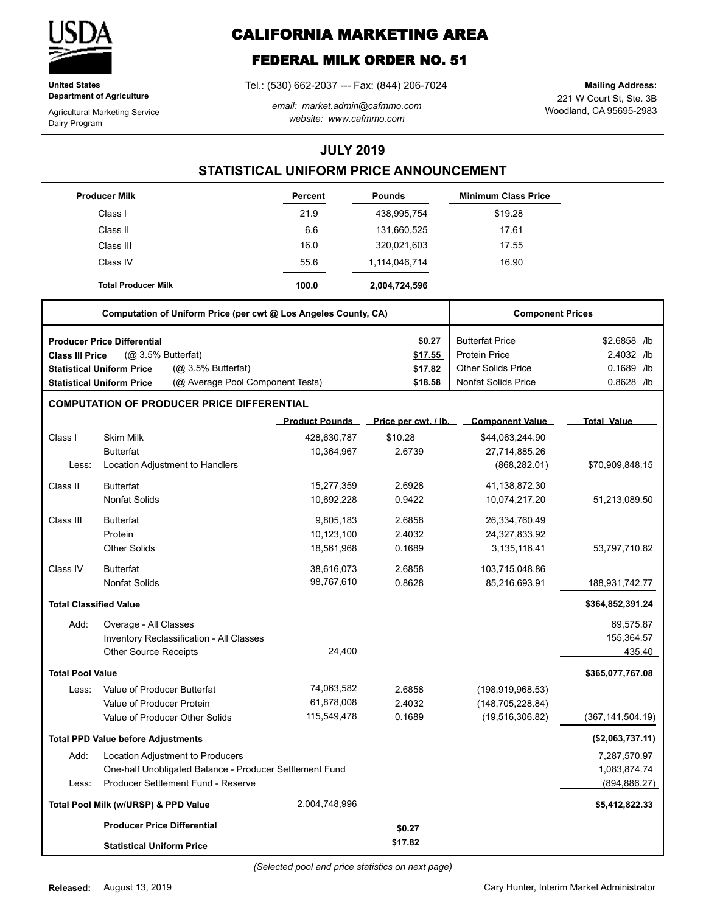**United States Department of Agriculture**

Agricultural Marketing Service
Dairy Program

# CALIFORNIA MARKETING AREA

## FEDERAL MILK ORDER NO. 51

Tel.: (530) 662-2037 --- Fax: (844) 206-7024

*email: market.admin@cafmmo.com*
*website: www.cafmmo.com*

**Mailing Address:**
221 W Court St, Ste. 3B
Woodland, CA 95695-2983

## JULY 2019

## STATISTICAL UNIFORM PRICE ANNOUNCEMENT

| Producer Milk | Percent | Pounds | Minimum Class Price |
|---|---|---|---|
| Class I | 21.9 | 438,995,754 | $19.28 |
| Class II | 6.6 | 131,660,525 | 17.61 |
| Class III | 16.0 | 320,021,603 | 17.55 |
| Class IV | 55.6 | 1,114,046,714 | 16.90 |
| **Total Producer Milk** | **100.0** | **2,004,724,596** | |

| Computation of Uniform Price (per cwt @ Los Angeles County, CA) | | Component Prices | |
|---|---|---|---|
| **Producer Price Differential** | **$0.27** | Butterfat Price | $2.6858 /lb |
| **Class III Price** (@ 3.5% Butterfat) | **$17.55** | Protein Price | 2.4032 /lb |
| **Statistical Uniform Price** (@ 3.5% Butterfat) | **$17.82** | Other Solids Price | 0.1689 /lb |
| **Statistical Uniform Price** (@ Average Pool Component Tests) | **$18.58** | Nonfat Solids Price | 0.8628 /lb |

### COMPUTATION OF PRODUCER PRICE DIFFERENTIAL

| | | Product Pounds | Price per cwt. / lb. | Component Value | Total Value |
|---|---|---|---|---|---|
| Class I | Skim Milk | 428,630,787 | $10.28 | $44,063,244.90 | |
| | Butterfat | 10,364,967 | 2.6739 | 27,714,885.26 | |
| Less: | Location Adjustment to Handlers | | | (868,282.01) | $70,909,848.15 |
| Class II | Butterfat | 15,277,359 | 2.6928 | 41,138,872.30 | |
| | Nonfat Solids | 10,692,228 | 0.9422 | 10,074,217.20 | 51,213,089.50 |
| Class III | Butterfat | 9,805,183 | 2.6858 | 26,334,760.49 | |
| | Protein | 10,123,100 | 2.4032 | 24,327,833.92 | |
| | Other Solids | 18,561,968 | 0.1689 | 3,135,116.41 | 53,797,710.82 |
| Class IV | Butterfat | 38,616,073 | 2.6858 | 103,715,048.86 | |
| | Nonfat Solids | 98,767,610 | 0.8628 | 85,216,693.91 | 188,931,742.77 |
| **Total Classified Value** | | | | | **$364,852,391.24** |
| Add: | Overage - All Classes | | | | 69,575.87 |
| | Inventory Reclassification - All Classes | | | | 155,364.57 |
| | Other Source Receipts | 24,400 | | | 435.40 |
| **Total Pool Value** | | | | | **$365,077,767.08** |
| Less: | Value of Producer Butterfat | 74,063,582 | 2.6858 | (198,919,968.53) | |
| | Value of Producer Protein | 61,878,008 | 2.4032 | (148,705,228.84) | |
| | Value of Producer Other Solids | 115,549,478 | 0.1689 | (19,516,306.82) | (367,141,504.19) |
| **Total PPD Value before Adjustments** | | | | | **($2,063,737.11)** |
| Add: | Location Adjustment to Producers | | | | 7,287,570.97 |
| | One-half Unobligated Balance - Producer Settlement Fund | | | | 1,083,874.74 |
| Less: | Producer Settlement Fund - Reserve | | | | (894,886.27) |
| **Total Pool Milk (w/URSP) & PPD Value** | | 2,004,748,996 | | | **$5,412,822.33** |
| | **Producer Price Differential** | | **$0.27** | | |
| | **Statistical Uniform Price** | | **$17.82** | | |

*(Selected pool and price statistics on next page)*

**Released:** August 13, 2019

Cary Hunter, Interim Market Administrator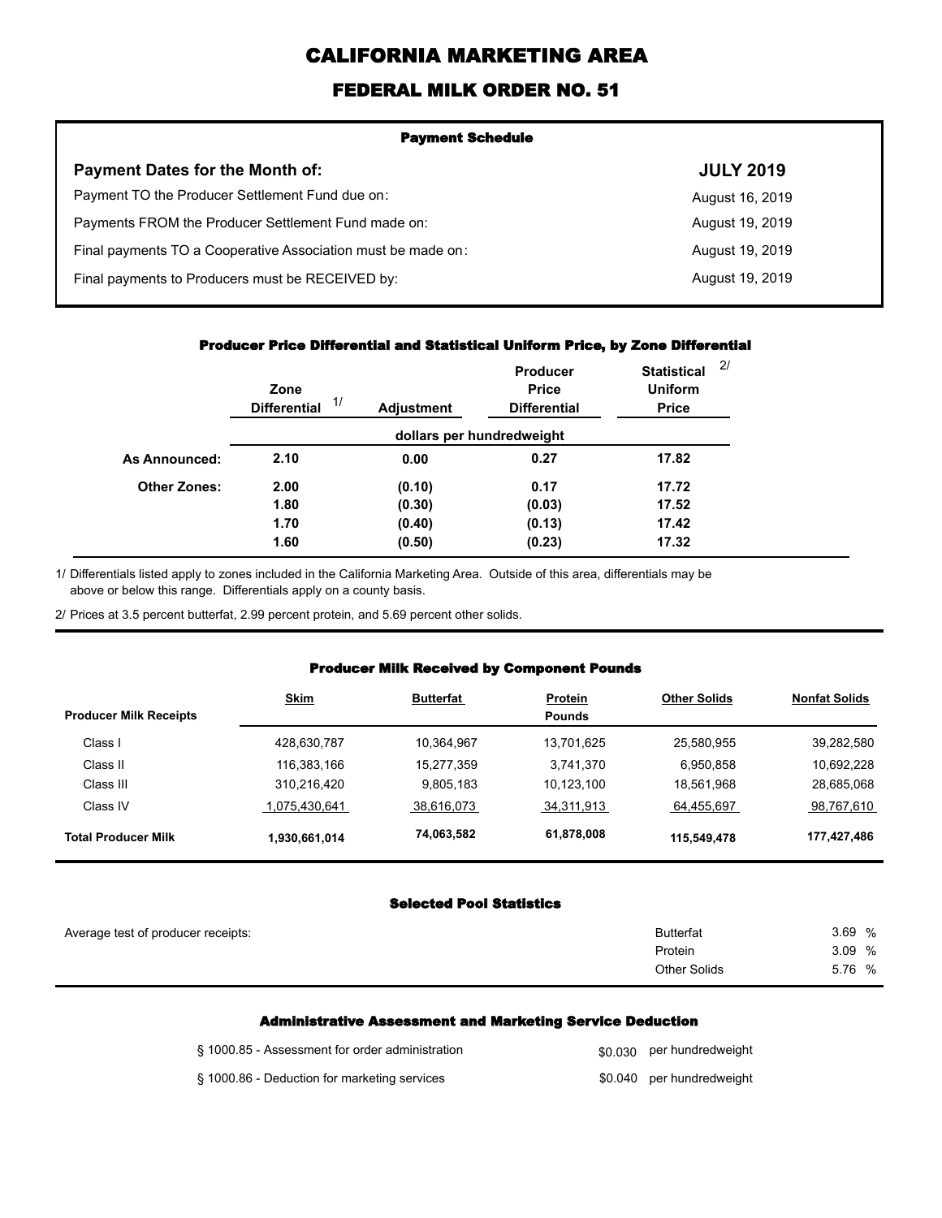# CALIFORNIA MARKETING AREA

## FEDERAL MILK ORDER NO. 51

### Payment Schedule

| Payment Dates for the Month of: | JULY 2019 |
|---|---|
| Payment TO the Producer Settlement Fund due on: | August 16, 2019 |
| Payments FROM the Producer Settlement Fund made on: | August 19, 2019 |
| Final payments TO a Cooperative Association must be made on: | August 19, 2019 |
| Final payments to Producers must be RECEIVED by: | August 19, 2019 |

### Producer Price Differential and Statistical Uniform Price, by Zone Differential

| | Zone Differential [1/] | Adjustment | Producer Price Differential | Statistical Uniform Price [2/] |
|---|---|---|---|---|
| | dollars per hundredweight | | | |
| **As Announced:** | 2.10 | 0.00 | 0.27 | 17.82 |
| **Other Zones:** | 2.00 | (0.10) | 0.17 | 17.72 |
| | 1.80 | (0.30) | (0.03) | 17.52 |
| | 1.70 | (0.40) | (0.13) | 17.42 |
| | 1.60 | (0.50) | (0.23) | 17.32 |

1/ Differentials listed apply to zones included in the California Marketing Area. Outside of this area, differentials may be above or below this range. Differentials apply on a county basis.

2/ Prices at 3.5 percent butterfat, 2.99 percent protein, and 5.69 percent other solids.

### Producer Milk Received by Component Pounds

| Producer Milk Receipts | Skim | Butterfat | Protein | Other Solids | Nonfat Solids |
|---|---|---|---|---|---|
| | | | Pounds | | |
| Class I | 428,630,787 | 10,364,967 | 13,701,625 | 25,580,955 | 39,282,580 |
| Class II | 116,383,166 | 15,277,359 | 3,741,370 | 6,950,858 | 10,692,228 |
| Class III | 310,216,420 | 9,805,183 | 10,123,100 | 18,561,968 | 28,685,068 |
| Class IV | 1,075,430,641 | 38,616,073 | 34,311,913 | 64,455,697 | 98,767,610 |
| **Total Producer Milk** | **1,930,661,014** | **74,063,582** | **61,878,008** | **115,549,478** | **177,427,486** |

### Selected Pool Statistics

| Average test of producer receipts: | | |
|---|---|---|
| | Butterfat | 3.69 % |
| | Protein | 3.09 % |
| | Other Solids | 5.76 % |

### Administrative Assessment and Marketing Service Deduction

| | | |
|---|---|---|
| § 1000.85 - Assessment for order administration | $0.030 | per hundredweight |
| § 1000.86 - Deduction for marketing services | $0.040 | per hundredweight |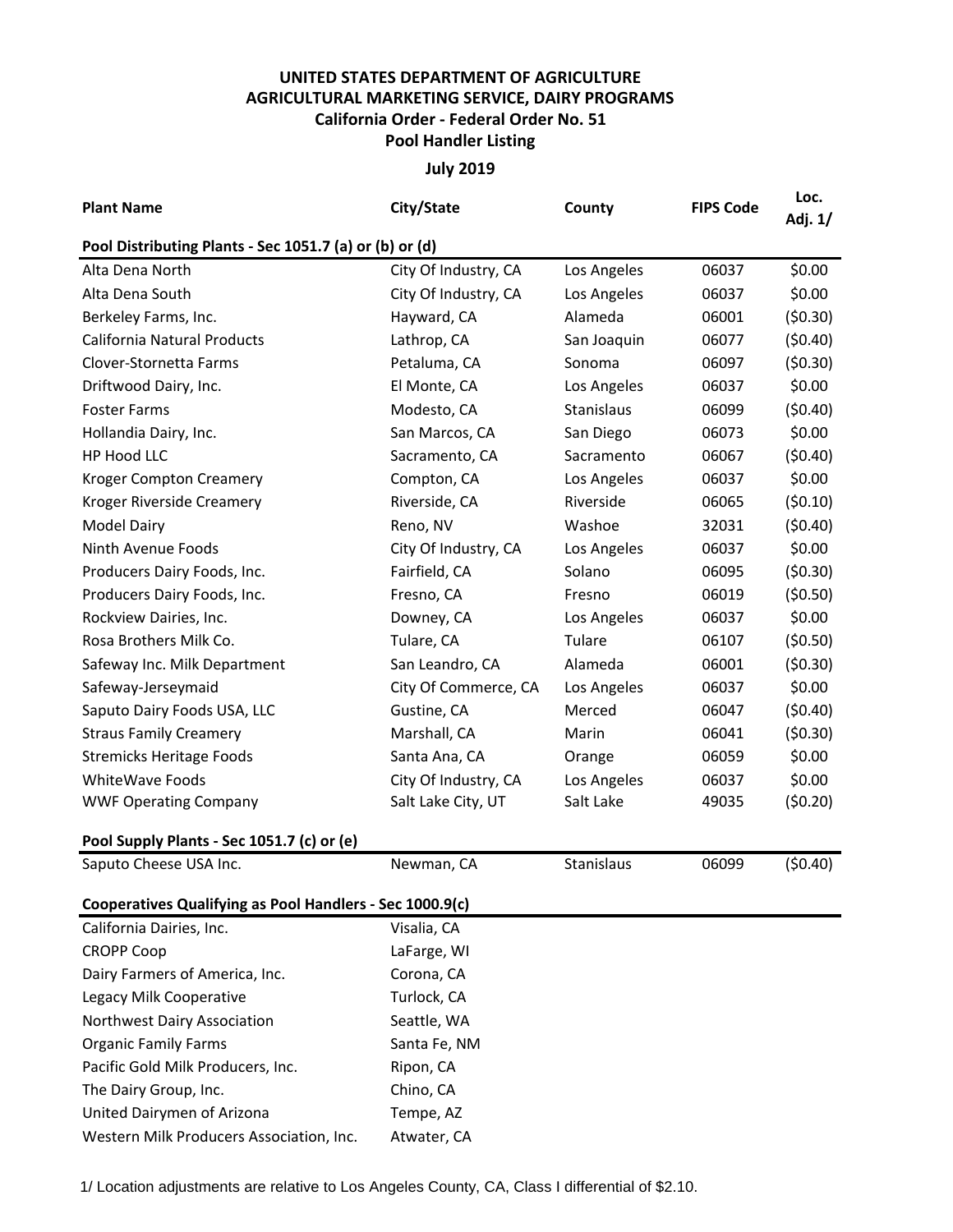**UNITED STATES DEPARTMENT OF AGRICULTURE**
**AGRICULTURAL MARKETING SERVICE, DAIRY PROGRAMS**
**California Order - Federal Order No. 51**
**Pool Handler Listing**

**July 2019**

| Plant Name | City/State | County | FIPS Code | Loc. Adj. 1/ |
|---|---|---|---|---|
| **Pool Distributing Plants - Sec 1051.7 (a) or (b) or (d)** | | | | |
| Alta Dena North | City Of Industry, CA | Los Angeles | 06037 | $0.00 |
| Alta Dena South | City Of Industry, CA | Los Angeles | 06037 | $0.00 |
| Berkeley Farms, Inc. | Hayward, CA | Alameda | 06001 | ($0.30) |
| California Natural Products | Lathrop, CA | San Joaquin | 06077 | ($0.40) |
| Clover-Stornetta Farms | Petaluma, CA | Sonoma | 06097 | ($0.30) |
| Driftwood Dairy, Inc. | El Monte, CA | Los Angeles | 06037 | $0.00 |
| Foster Farms | Modesto, CA | Stanislaus | 06099 | ($0.40) |
| Hollandia Dairy, Inc. | San Marcos, CA | San Diego | 06073 | $0.00 |
| HP Hood LLC | Sacramento, CA | Sacramento | 06067 | ($0.40) |
| Kroger Compton Creamery | Compton, CA | Los Angeles | 06037 | $0.00 |
| Kroger Riverside Creamery | Riverside, CA | Riverside | 06065 | ($0.10) |
| Model Dairy | Reno, NV | Washoe | 32031 | ($0.40) |
| Ninth Avenue Foods | City Of Industry, CA | Los Angeles | 06037 | $0.00 |
| Producers Dairy Foods, Inc. | Fairfield, CA | Solano | 06095 | ($0.30) |
| Producers Dairy Foods, Inc. | Fresno, CA | Fresno | 06019 | ($0.50) |
| Rockview Dairies, Inc. | Downey, CA | Los Angeles | 06037 | $0.00 |
| Rosa Brothers Milk Co. | Tulare, CA | Tulare | 06107 | ($0.50) |
| Safeway Inc. Milk Department | San Leandro, CA | Alameda | 06001 | ($0.30) |
| Safeway-Jerseymaid | City Of Commerce, CA | Los Angeles | 06037 | $0.00 |
| Saputo Dairy Foods USA, LLC | Gustine, CA | Merced | 06047 | ($0.40) |
| Straus Family Creamery | Marshall, CA | Marin | 06041 | ($0.30) |
| Stremicks Heritage Foods | Santa Ana, CA | Orange | 06059 | $0.00 |
| WhiteWave Foods | City Of Industry, CA | Los Angeles | 06037 | $0.00 |
| WWF Operating Company | Salt Lake City, UT | Salt Lake | 49035 | ($0.20) |
| **Pool Supply Plants - Sec 1051.7 (c) or (e)** | | | | |
| Saputo Cheese USA Inc. | Newman, CA | Stanislaus | 06099 | ($0.40) |
| **Cooperatives Qualifying as Pool Handlers - Sec 1000.9(c)** | | | | |
| California Dairies, Inc. | Visalia, CA | | | |
| CROPP Coop | LaFarge, WI | | | |
| Dairy Farmers of America, Inc. | Corona, CA | | | |
| Legacy Milk Cooperative | Turlock, CA | | | |
| Northwest Dairy Association | Seattle, WA | | | |
| Organic Family Farms | Santa Fe, NM | | | |
| Pacific Gold Milk Producers, Inc. | Ripon, CA | | | |
| The Dairy Group, Inc. | Chino, CA | | | |
| United Dairymen of Arizona | Tempe, AZ | | | |
| Western Milk Producers Association, Inc. | Atwater, CA | | | |

1/ Location adjustments are relative to Los Angeles County, CA, Class I differential of $2.10.